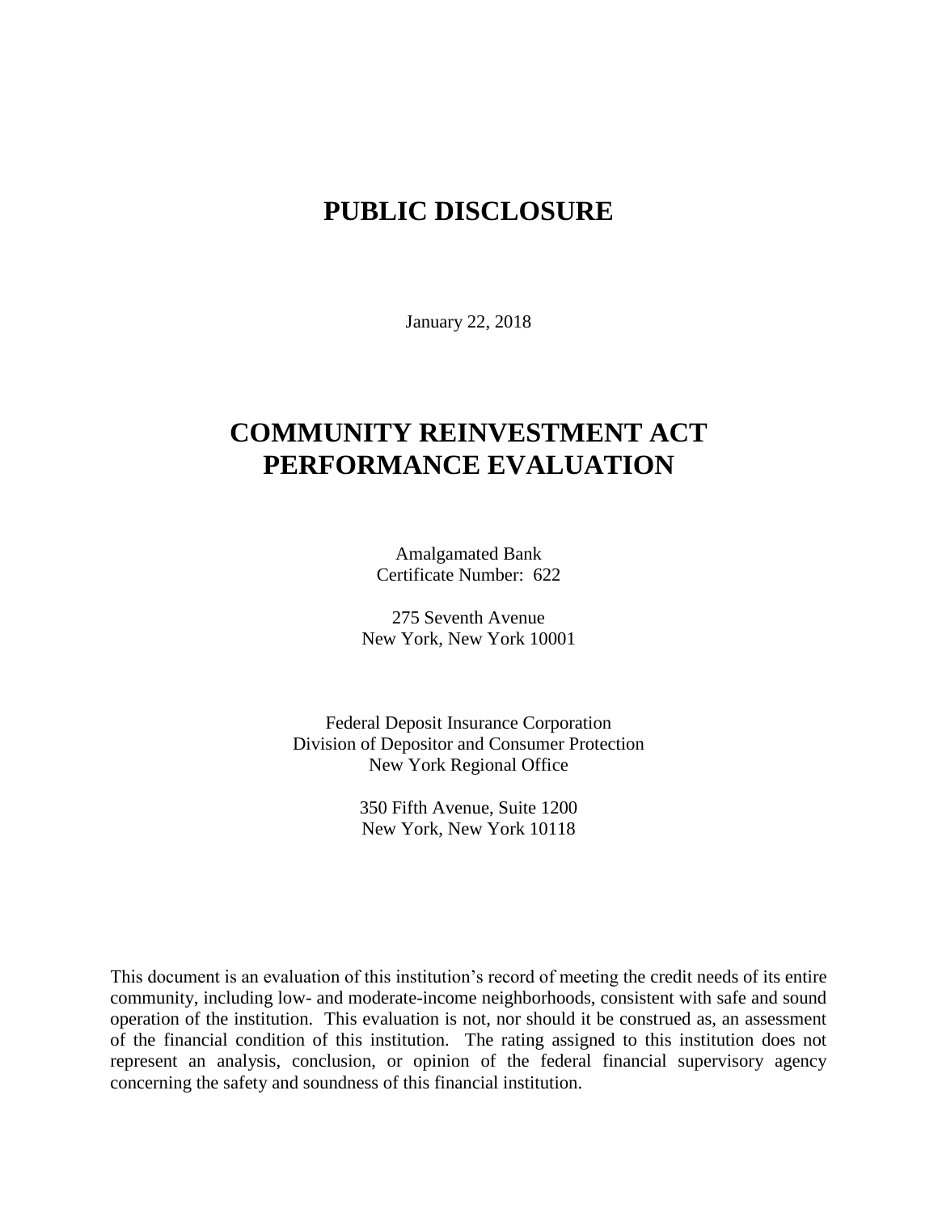# PUBLIC DISCLOSURE

January 22, 2018

# COMMUNITY REINVESTMENT ACT PERFORMANCE EVALUATION

Amalgamated Bank
Certificate Number: 622

275 Seventh Avenue
New York, New York 10001

Federal Deposit Insurance Corporation
Division of Depositor and Consumer Protection
New York Regional Office

350 Fifth Avenue, Suite 1200
New York, New York 10118

This document is an evaluation of this institution's record of meeting the credit needs of its entire community, including low- and moderate-income neighborhoods, consistent with safe and sound operation of the institution. This evaluation is not, nor should it be construed as, an assessment of the financial condition of this institution. The rating assigned to this institution does not represent an analysis, conclusion, or opinion of the federal financial supervisory agency concerning the safety and soundness of this financial institution.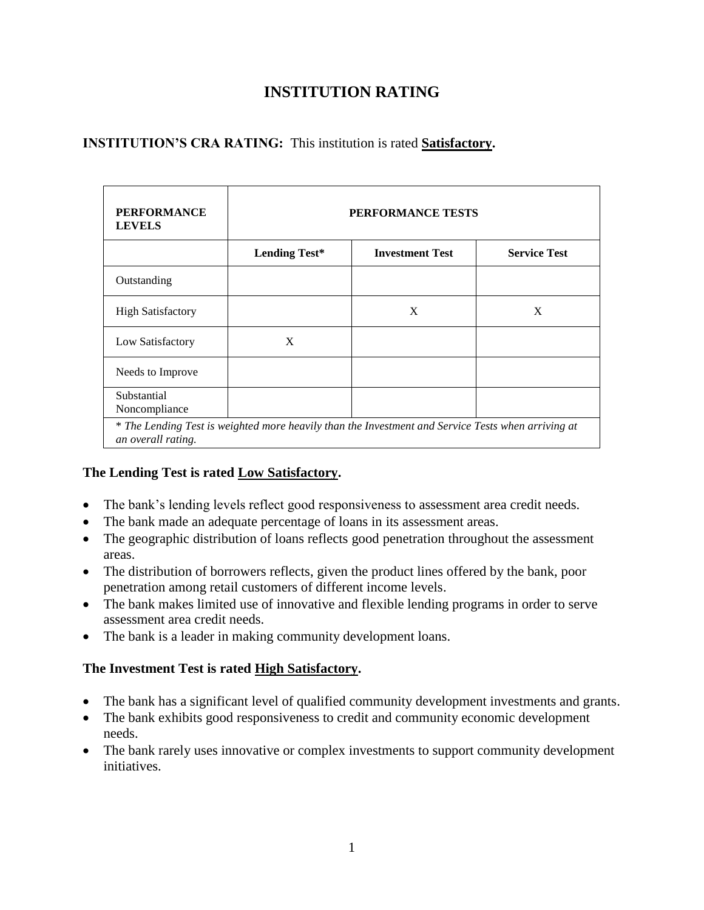# INSTITUTION RATING

**INSTITUTION'S CRA RATING:** This institution is rated **Satisfactory.**

| PERFORMANCE LEVELS | PERFORMANCE TESTS | | |
|---|---|---|---|
| | **Lending Test*** | **Investment Test** | **Service Test** |
| Outstanding | | | |
| High Satisfactory | | X | X |
| Low Satisfactory | X | | |
| Needs to Improve | | | |
| Substantial Noncompliance | | | |

*\* The Lending Test is weighted more heavily than the Investment and Service Tests when arriving at an overall rating.*

### The Lending Test is rated Low Satisfactory.

- The bank's lending levels reflect good responsiveness to assessment area credit needs.
- The bank made an adequate percentage of loans in its assessment areas.
- The geographic distribution of loans reflects good penetration throughout the assessment areas.
- The distribution of borrowers reflects, given the product lines offered by the bank, poor penetration among retail customers of different income levels.
- The bank makes limited use of innovative and flexible lending programs in order to serve assessment area credit needs.
- The bank is a leader in making community development loans.

### The Investment Test is rated High Satisfactory.

- The bank has a significant level of qualified community development investments and grants.
- The bank exhibits good responsiveness to credit and community economic development needs.
- The bank rarely uses innovative or complex investments to support community development initiatives.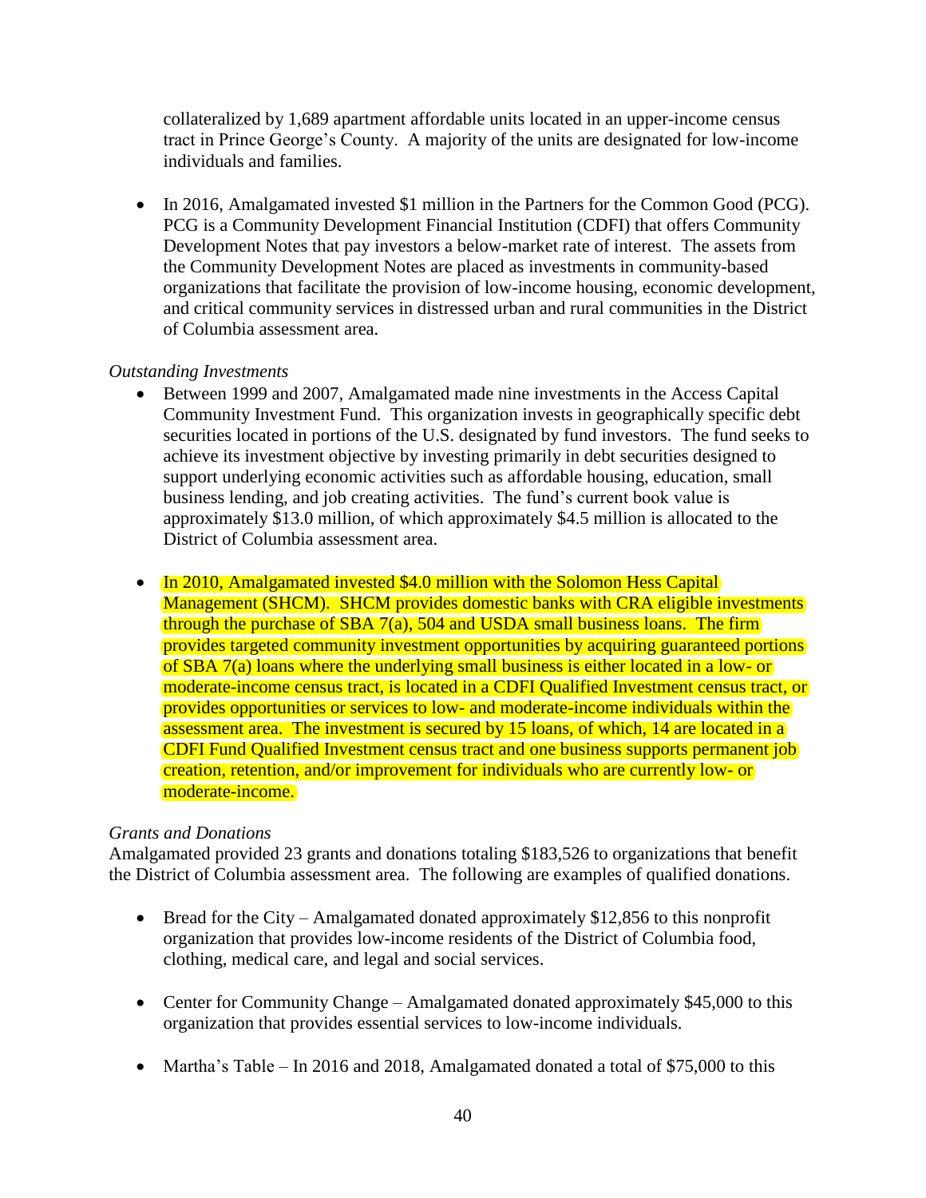collateralized by 1,689 apartment affordable units located in an upper-income census tract in Prince George's County. A majority of the units are designated for low-income individuals and families.

- In 2016, Amalgamated invested $1 million in the Partners for the Common Good (PCG). PCG is a Community Development Financial Institution (CDFI) that offers Community Development Notes that pay investors a below-market rate of interest. The assets from the Community Development Notes are placed as investments in community-based organizations that facilitate the provision of low-income housing, economic development, and critical community services in distressed urban and rural communities in the District of Columbia assessment area.

*Outstanding Investments*

- Between 1999 and 2007, Amalgamated made nine investments in the Access Capital Community Investment Fund. This organization invests in geographically specific debt securities located in portions of the U.S. designated by fund investors. The fund seeks to achieve its investment objective by investing primarily in debt securities designed to support underlying economic activities such as affordable housing, education, small business lending, and job creating activities. The fund's current book value is approximately $13.0 million, of which approximately $4.5 million is allocated to the District of Columbia assessment area.

- In 2010, Amalgamated invested $4.0 million with the Solomon Hess Capital Management (SHCM). SHCM provides domestic banks with CRA eligible investments through the purchase of SBA 7(a), 504 and USDA small business loans. The firm provides targeted community investment opportunities by acquiring guaranteed portions of SBA 7(a) loans where the underlying small business is either located in a low- or moderate-income census tract, is located in a CDFI Qualified Investment census tract, or provides opportunities or services to low- and moderate-income individuals within the assessment area. The investment is secured by 15 loans, of which, 14 are located in a CDFI Fund Qualified Investment census tract and one business supports permanent job creation, retention, and/or improvement for individuals who are currently low- or moderate-income.

*Grants and Donations*

Amalgamated provided 23 grants and donations totaling $183,526 to organizations that benefit the District of Columbia assessment area. The following are examples of qualified donations.

- Bread for the City – Amalgamated donated approximately $12,856 to this nonprofit organization that provides low-income residents of the District of Columbia food, clothing, medical care, and legal and social services.

- Center for Community Change – Amalgamated donated approximately $45,000 to this organization that provides essential services to low-income individuals.

- Martha's Table – In 2016 and 2018, Amalgamated donated a total of $75,000 to this